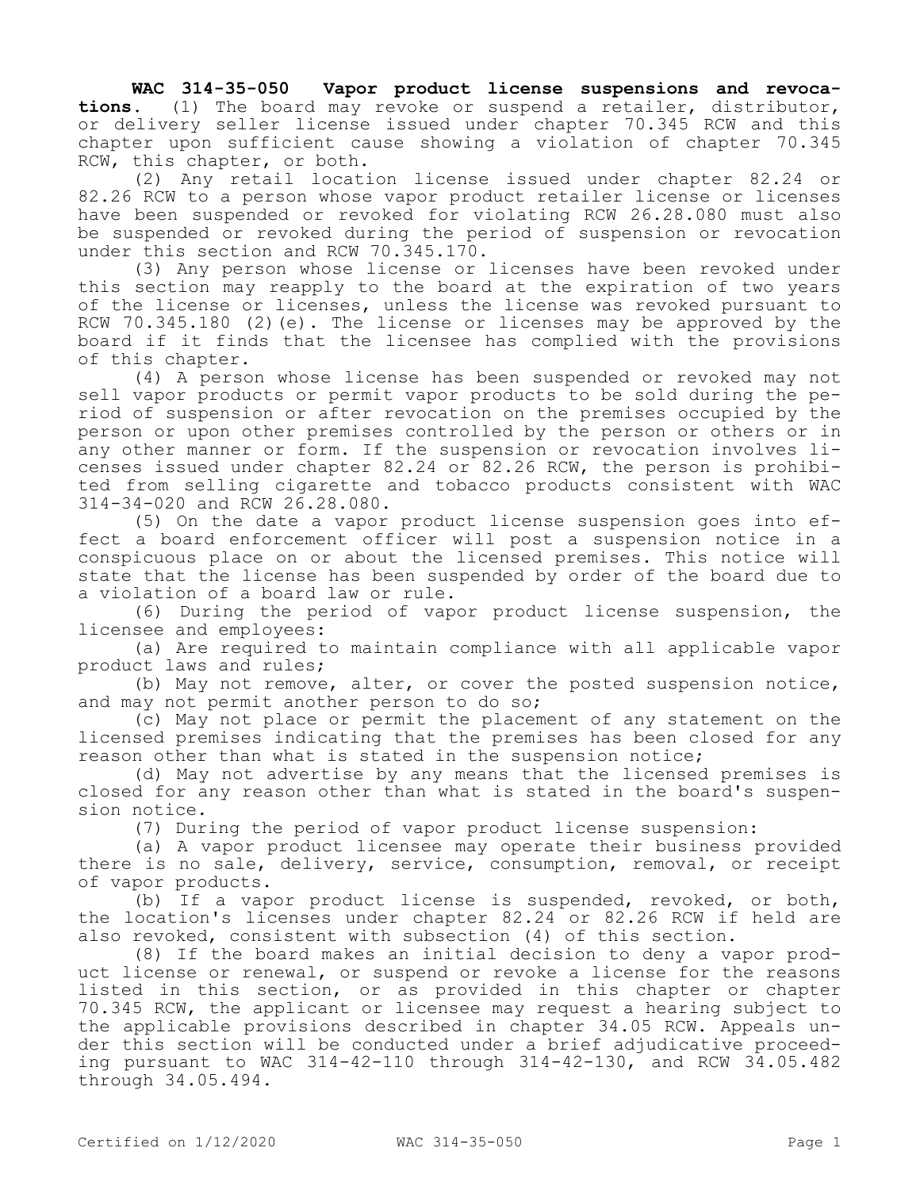**WAC 314-35-050 Vapor product license suspensions and revocations.** (1) The board may revoke or suspend a retailer, distributor, or delivery seller license issued under chapter 70.345 RCW and this chapter upon sufficient cause showing a violation of chapter 70.345 RCW, this chapter, or both.

(2) Any retail location license issued under chapter 82.24 or 82.26 RCW to a person whose vapor product retailer license or licenses have been suspended or revoked for violating RCW 26.28.080 must also be suspended or revoked during the period of suspension or revocation under this section and RCW 70.345.170.

(3) Any person whose license or licenses have been revoked under this section may reapply to the board at the expiration of two years of the license or licenses, unless the license was revoked pursuant to RCW 70.345.180 (2)(e). The license or licenses may be approved by the board if it finds that the licensee has complied with the provisions of this chapter.

(4) A person whose license has been suspended or revoked may not sell vapor products or permit vapor products to be sold during the period of suspension or after revocation on the premises occupied by the person or upon other premises controlled by the person or others or in any other manner or form. If the suspension or revocation involves licenses issued under chapter 82.24 or 82.26 RCW, the person is prohibited from selling cigarette and tobacco products consistent with WAC 314-34-020 and RCW 26.28.080.

(5) On the date a vapor product license suspension goes into effect a board enforcement officer will post a suspension notice in a conspicuous place on or about the licensed premises. This notice will state that the license has been suspended by order of the board due to a violation of a board law or rule.

(6) During the period of vapor product license suspension, the licensee and employees:

(a) Are required to maintain compliance with all applicable vapor product laws and rules;

(b) May not remove, alter, or cover the posted suspension notice, and may not permit another person to do so;

(c) May not place or permit the placement of any statement on the licensed premises indicating that the premises has been closed for any reason other than what is stated in the suspension notice;

(d) May not advertise by any means that the licensed premises is closed for any reason other than what is stated in the board's suspension notice.

(7) During the period of vapor product license suspension:

(a) A vapor product licensee may operate their business provided there is no sale, delivery, service, consumption, removal, or receipt of vapor products.

(b) If a vapor product license is suspended, revoked, or both, the location's licenses under chapter 82.24 or 82.26 RCW if held are also revoked, consistent with subsection (4) of this section.

(8) If the board makes an initial decision to deny a vapor product license or renewal, or suspend or revoke a license for the reasons listed in this section, or as provided in this chapter or chapter 70.345 RCW, the applicant or licensee may request a hearing subject to the applicable provisions described in chapter 34.05 RCW. Appeals under this section will be conducted under a brief adjudicative proceeding pursuant to WAC 314-42-110 through 314-42-130, and RCW 34.05.482 through 34.05.494.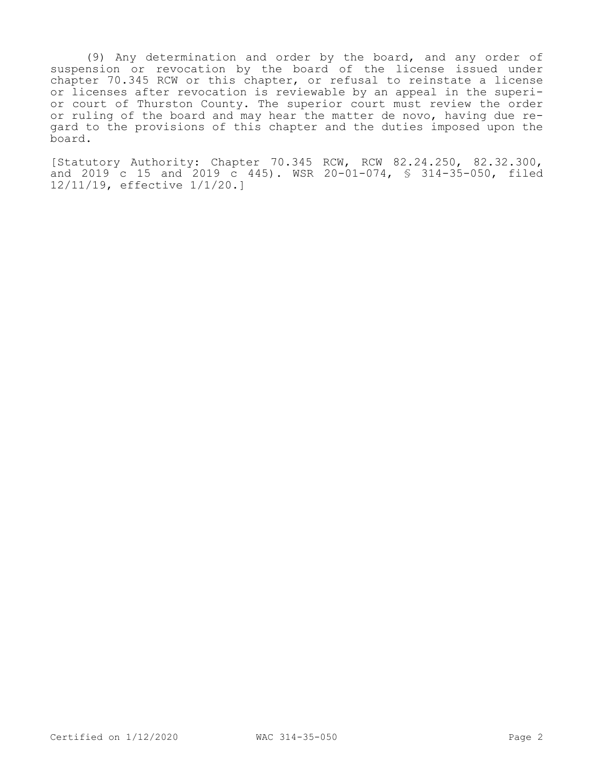(9) Any determination and order by the board, and any order of suspension or revocation by the board of the license issued under chapter 70.345 RCW or this chapter, or refusal to reinstate a license or licenses after revocation is reviewable by an appeal in the superior court of Thurston County. The superior court must review the order or ruling of the board and may hear the matter de novo, having due regard to the provisions of this chapter and the duties imposed upon the board.

[Statutory Authority: Chapter 70.345 RCW, RCW 82.24.250, 82.32.300, and 2019 c 15 and 2019 c 445). WSR 20-01-074, § 314-35-050, filed 12/11/19, effective 1/1/20.]